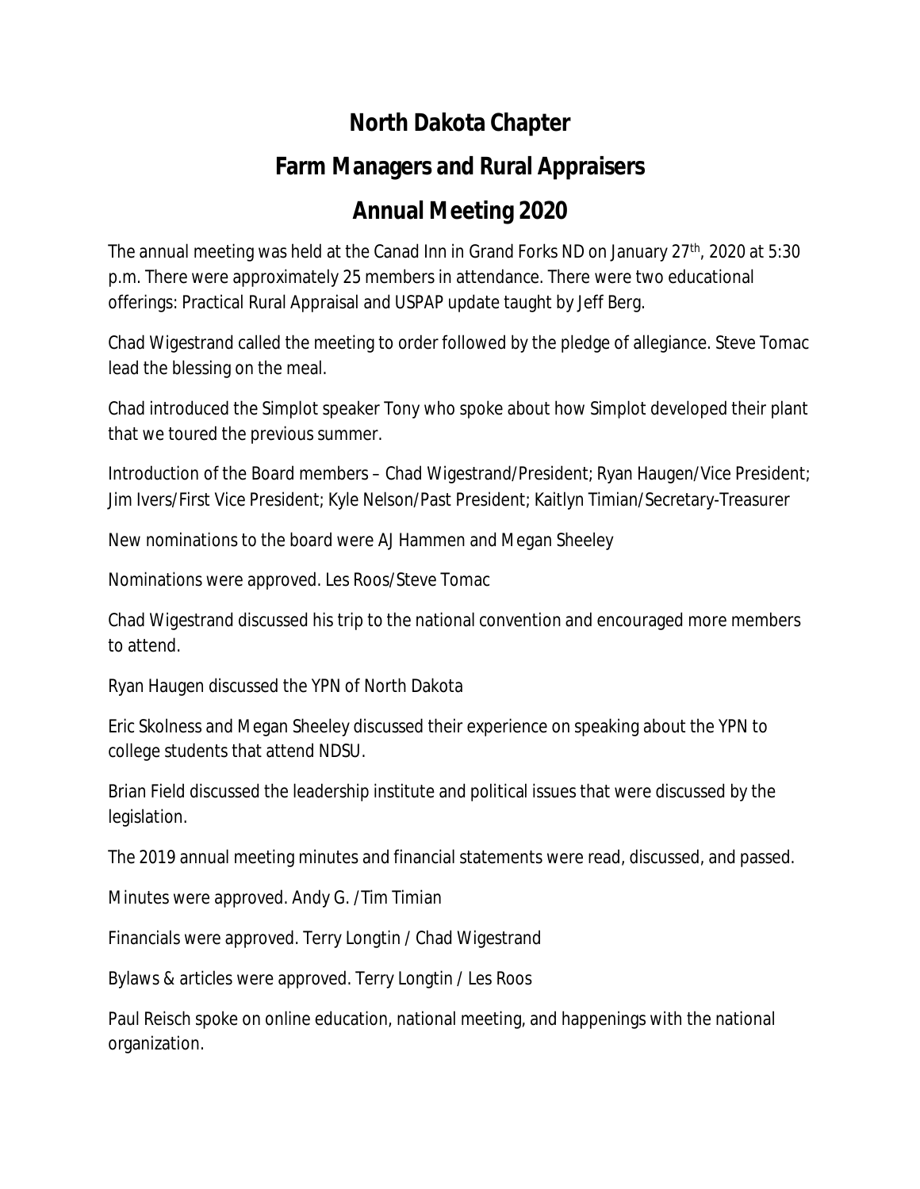# North Dakota Chapter

# Farm Managers and Rural Appraisers

# Annual Meeting 2020

The annual meeting was held at the Canad Inn in Grand Forks ND on January 27th, 2020 at 5:30 p.m. There were approximately 25 members in attendance. There were two educational offerings: Practical Rural Appraisal and USPAP update taught by Jeff Berg.

Chad Wigestrand called the meeting to order followed by the pledge of allegiance. Steve Tomac lead the blessing on the meal.

Chad introduced the Simplot speaker Tony who spoke about how Simplot developed their plant that we toured the previous summer.

Introduction of the Board members – Chad Wigestrand/President; Ryan Haugen/Vice President; Jim Ivers/First Vice President; Kyle Nelson/Past President; Kaitlyn Timian/Secretary-Treasurer

New nominations to the board were AJ Hammen and Megan Sheeley

Nominations were approved. Les Roos/Steve Tomac

Chad Wigestrand discussed his trip to the national convention and encouraged more members to attend.

Ryan Haugen discussed the YPN of North Dakota

Eric Skolness and Megan Sheeley discussed their experience on speaking about the YPN to college students that attend NDSU.

Brian Field discussed the leadership institute and political issues that were discussed by the legislation.

The 2019 annual meeting minutes and financial statements were read, discussed, and passed.

Minutes were approved. Andy G. /Tim Timian

Financials were approved. Terry Longtin / Chad Wigestrand

Bylaws & articles were approved. Terry Longtin / Les Roos

Paul Reisch spoke on online education, national meeting, and happenings with the national organization.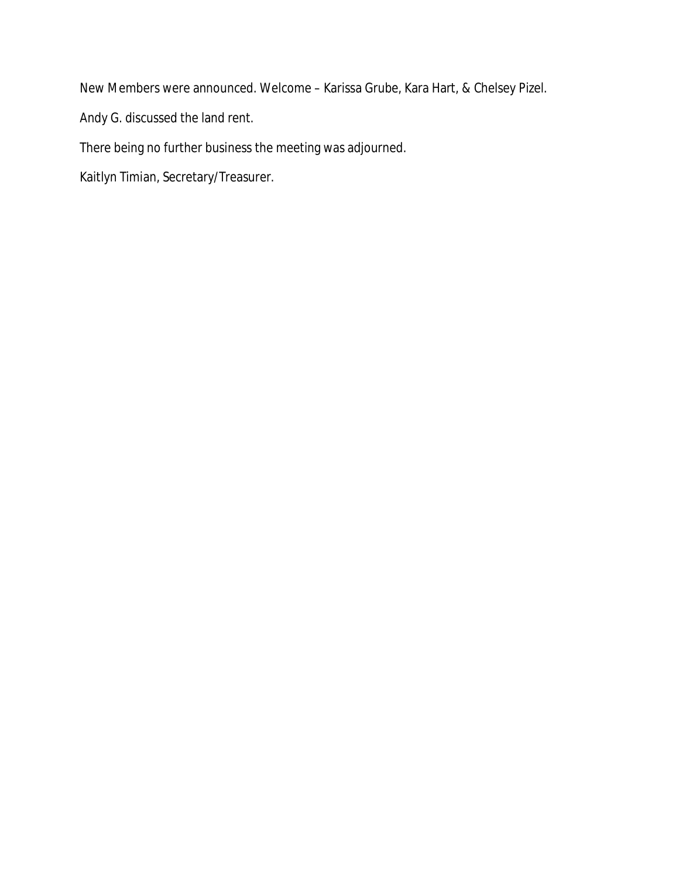New Members were announced. Welcome – Karissa Grube, Kara Hart, & Chelsey Pizel.

Andy G. discussed the land rent.

There being no further business the meeting was adjourned.

Kaitlyn Timian, Secretary/Treasurer.